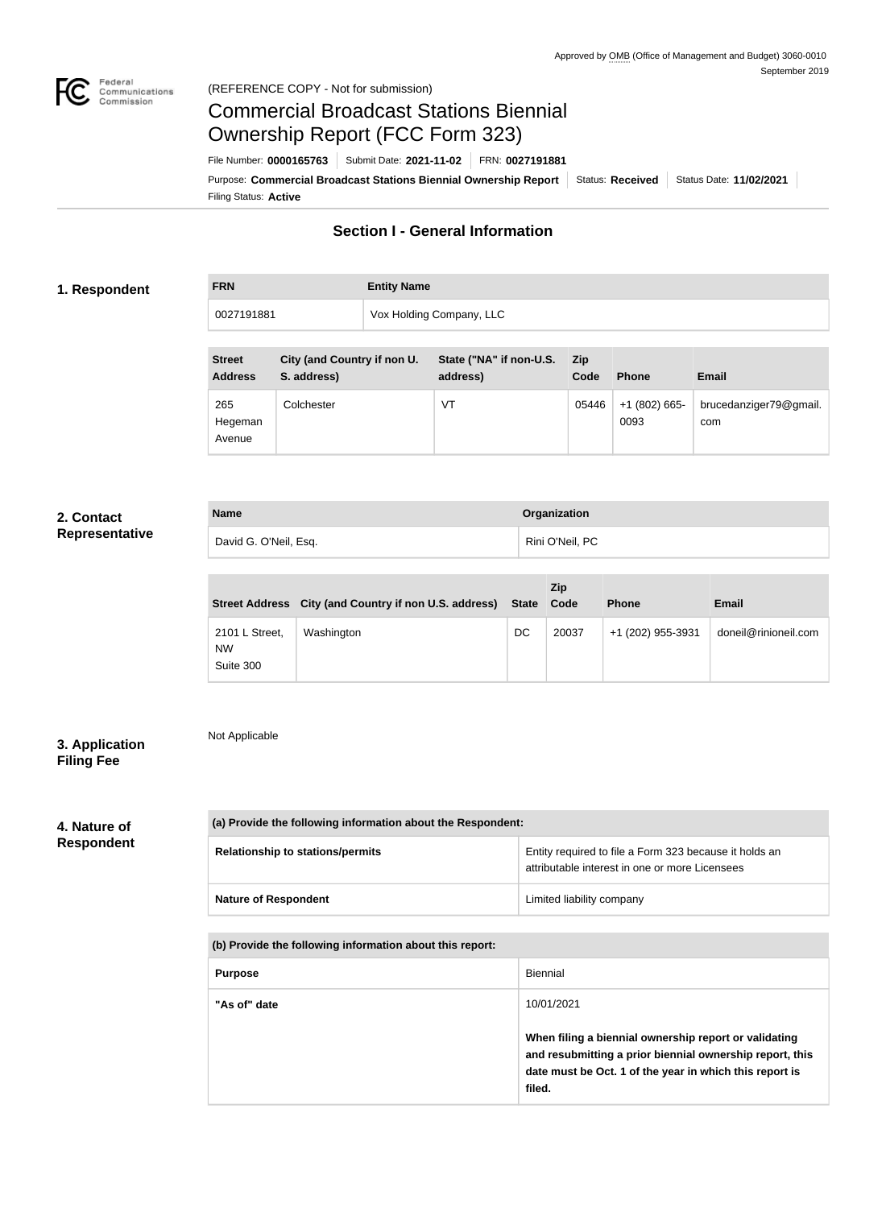Approved by OMB (Office of Management and Budget) 3060-0010
September 2019

(REFERENCE COPY - Not for submission)

# Commercial Broadcast Stations Biennial Ownership Report (FCC Form 323)

File Number: **0000165763** | Submit Date: **2021-11-02** | FRN: **0027191881**

Purpose: **Commercial Broadcast Stations Biennial Ownership Report** | Status: **Received** | Status Date: **11/02/2021**

Filing Status: **Active**

## Section I - General Information

### 1. Respondent

| FRN | Entity Name |
|---|---|
| 0027191881 | Vox Holding Company, LLC |

| Street Address | City (and Country if non U. S. address) | State ("NA" if non-U.S. address) | Zip Code | Phone | Email |
|---|---|---|---|---|---|
| 265 Hegeman Avenue | Colchester | VT | 05446 | +1 (802) 665-0093 | brucedanziger79@gmail.com |

### 2. Contact Representative

| Name | Organization |
|---|---|
| David G. O'Neil, Esq. | Rini O'Neil, PC |

| Street Address | City (and Country if non U.S. address) | State | Zip Code | Phone | Email |
|---|---|---|---|---|---|
| 2101 L Street, NW Suite 300 | Washington | DC | 20037 | +1 (202) 955-3931 | doneil@rinioneil.com |

### 3. Application Filing Fee

Not Applicable

### 4. Nature of Respondent

| (a) Provide the following information about the Respondent: | |
|---|---|
| Relationship to stations/permits | Entity required to file a Form 323 because it holds an attributable interest in one or more Licensees |
| Nature of Respondent | Limited liability company |

| (b) Provide the following information about this report: | |
|---|---|
| Purpose | Biennial |
| "As of" date | 10/01/2021<br>**When filing a biennial ownership report or validating and resubmitting a prior biennial ownership report, this date must be Oct. 1 of the year in which this report is filed.** |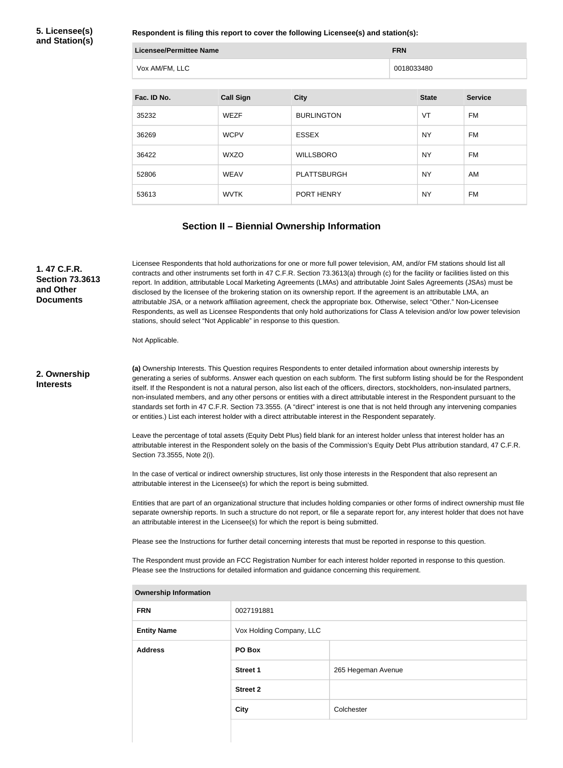**5. Licensee(s) and Station(s)**

**Respondent is filing this report to cover the following Licensee(s) and station(s):**

| Licensee/Permittee Name | FRN |
| --- | --- |
| Vox AM/FM, LLC | 0018033480 |

| Fac. ID No. | Call Sign | City | State | Service |
| --- | --- | --- | --- | --- |
| 35232 | WEZF | BURLINGTON | VT | FM |
| 36269 | WCPV | ESSEX | NY | FM |
| 36422 | WXZO | WILLSBORO | NY | FM |
| 52806 | WEAV | PLATTSBURGH | NY | AM |
| 53613 | WVTK | PORT HENRY | NY | FM |

## Section II – Biennial Ownership Information

**1. 47 C.F.R. Section 73.3613 and Other Documents**

Licensee Respondents that hold authorizations for one or more full power television, AM, and/or FM stations should list all contracts and other instruments set forth in 47 C.F.R. Section 73.3613(a) through (c) for the facility or facilities listed on this report. In addition, attributable Local Marketing Agreements (LMAs) and attributable Joint Sales Agreements (JSAs) must be disclosed by the licensee of the brokering station on its ownership report. If the agreement is an attributable LMA, an attributable JSA, or a network affiliation agreement, check the appropriate box. Otherwise, select "Other." Non-Licensee Respondents, as well as Licensee Respondents that only hold authorizations for Class A television and/or low power television stations, should select "Not Applicable" in response to this question.

Not Applicable.

**2. Ownership Interests**

**(a)** Ownership Interests. This Question requires Respondents to enter detailed information about ownership interests by generating a series of subforms. Answer each question on each subform. The first subform listing should be for the Respondent itself. If the Respondent is not a natural person, also list each of the officers, directors, stockholders, non-insulated partners, non-insulated members, and any other persons or entities with a direct attributable interest in the Respondent pursuant to the standards set forth in 47 C.F.R. Section 73.3555. (A "direct" interest is one that is not held through any intervening companies or entities.) List each interest holder with a direct attributable interest in the Respondent separately.

Leave the percentage of total assets (Equity Debt Plus) field blank for an interest holder unless that interest holder has an attributable interest in the Respondent solely on the basis of the Commission's Equity Debt Plus attribution standard, 47 C.F.R. Section 73.3555, Note 2(i).

In the case of vertical or indirect ownership structures, list only those interests in the Respondent that also represent an attributable interest in the Licensee(s) for which the report is being submitted.

Entities that are part of an organizational structure that includes holding companies or other forms of indirect ownership must file separate ownership reports. In such a structure do not report, or file a separate report for, any interest holder that does not have an attributable interest in the Licensee(s) for which the report is being submitted.

Please see the Instructions for further detail concerning interests that must be reported in response to this question.

The Respondent must provide an FCC Registration Number for each interest holder reported in response to this question. Please see the Instructions for detailed information and guidance concerning this requirement.

| Ownership Information | | |
| --- | --- | --- |
| **FRN** | 0027191881 | |
| **Entity Name** | Vox Holding Company, LLC | |
| **Address** | **PO Box** | |
| | **Street 1** | 265 Hegeman Avenue |
| | **Street 2** | |
| | **City** | Colchester |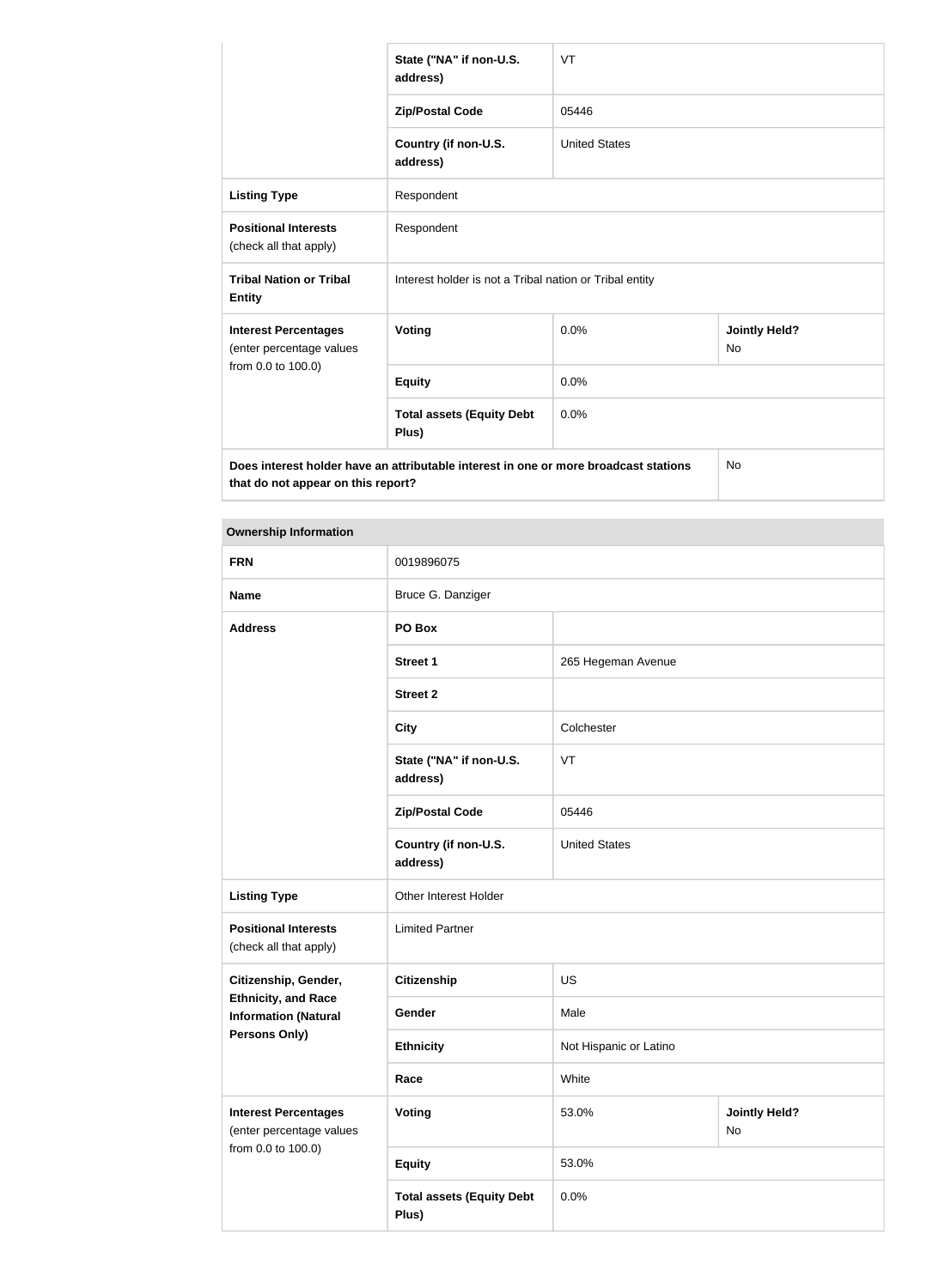| | | | |
|---|---|---|---|
| | **State ("NA" if non-U.S. address)** | VT | |
| | **Zip/Postal Code** | 05446 | |
| | **Country (if non-U.S. address)** | United States | |
| **Listing Type** | Respondent | | |
| **Positional Interests** (check all that apply) | Respondent | | |
| **Tribal Nation or Tribal Entity** | Interest holder is not a Tribal nation or Tribal entity | | |
| **Interest Percentages** (enter percentage values from 0.0 to 100.0) | **Voting** | 0.0% | **Jointly Held?** No |
| | **Equity** | 0.0% | |
| | **Total assets (Equity Debt Plus)** | 0.0% | |
| **Does interest holder have an attributable interest in one or more broadcast stations that do not appear on this report?** | | | No |

| **Ownership Information** | | | |
|---|---|---|---|
| **FRN** | 0019896075 | | |
| **Name** | Bruce G. Danziger | | |
| **Address** | **PO Box** | | |
| | **Street 1** | 265 Hegeman Avenue | |
| | **Street 2** | | |
| | **City** | Colchester | |
| | **State ("NA" if non-U.S. address)** | VT | |
| | **Zip/Postal Code** | 05446 | |
| | **Country (if non-U.S. address)** | United States | |
| **Listing Type** | Other Interest Holder | | |
| **Positional Interests** (check all that apply) | Limited Partner | | |
| **Citizenship, Gender, Ethnicity, and Race Information (Natural Persons Only)** | **Citizenship** | US | |
| | **Gender** | Male | |
| | **Ethnicity** | Not Hispanic or Latino | |
| | **Race** | White | |
| **Interest Percentages** (enter percentage values from 0.0 to 100.0) | **Voting** | 53.0% | **Jointly Held?** No |
| | **Equity** | 53.0% | |
| | **Total assets (Equity Debt Plus)** | 0.0% | |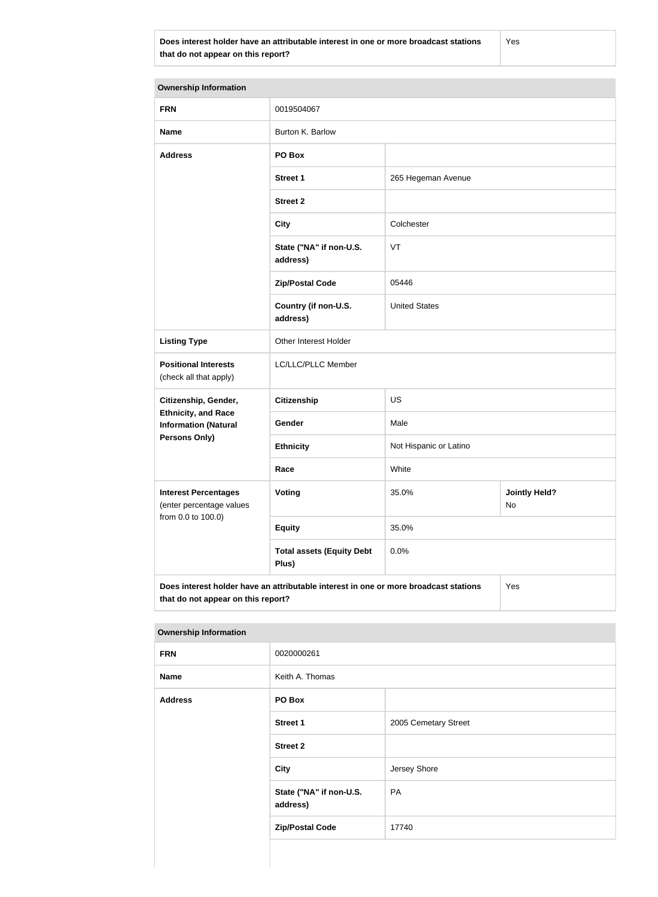| Does interest holder have an attributable interest in one or more broadcast stations that do not appear on this report? | Yes |
|---|---|

| Ownership Information | | | |
|---|---|---|---|
| **FRN** | 0019504067 | | |
| **Name** | Burton K. Barlow | | |
| **Address** | **PO Box** | | |
| | **Street 1** | 265 Hegeman Avenue | |
| | **Street 2** | | |
| | **City** | Colchester | |
| | **State ("NA" if non-U.S. address)** | VT | |
| | **Zip/Postal Code** | 05446 | |
| | **Country (if non-U.S. address)** | United States | |
| **Listing Type** | Other Interest Holder | | |
| **Positional Interests** (check all that apply) | LC/LLC/PLLC Member | | |
| **Citizenship, Gender, Ethnicity, and Race Information (Natural Persons Only)** | **Citizenship** | US | |
| | **Gender** | Male | |
| | **Ethnicity** | Not Hispanic or Latino | |
| | **Race** | White | |
| **Interest Percentages** (enter percentage values from 0.0 to 100.0) | **Voting** | 35.0% | **Jointly Held?** No |
| | **Equity** | 35.0% | |
| | **Total assets (Equity Debt Plus)** | 0.0% | |
| **Does interest holder have an attributable interest in one or more broadcast stations that do not appear on this report?** | | | Yes |

| Ownership Information | | |
|---|---|---|
| **FRN** | 0020000261 | |
| **Name** | Keith A. Thomas | |
| **Address** | **PO Box** | |
| | **Street 1** | 2005 Cemetary Street |
| | **Street 2** | |
| | **City** | Jersey Shore |
| | **State ("NA" if non-U.S. address)** | PA |
| | **Zip/Postal Code** | 17740 |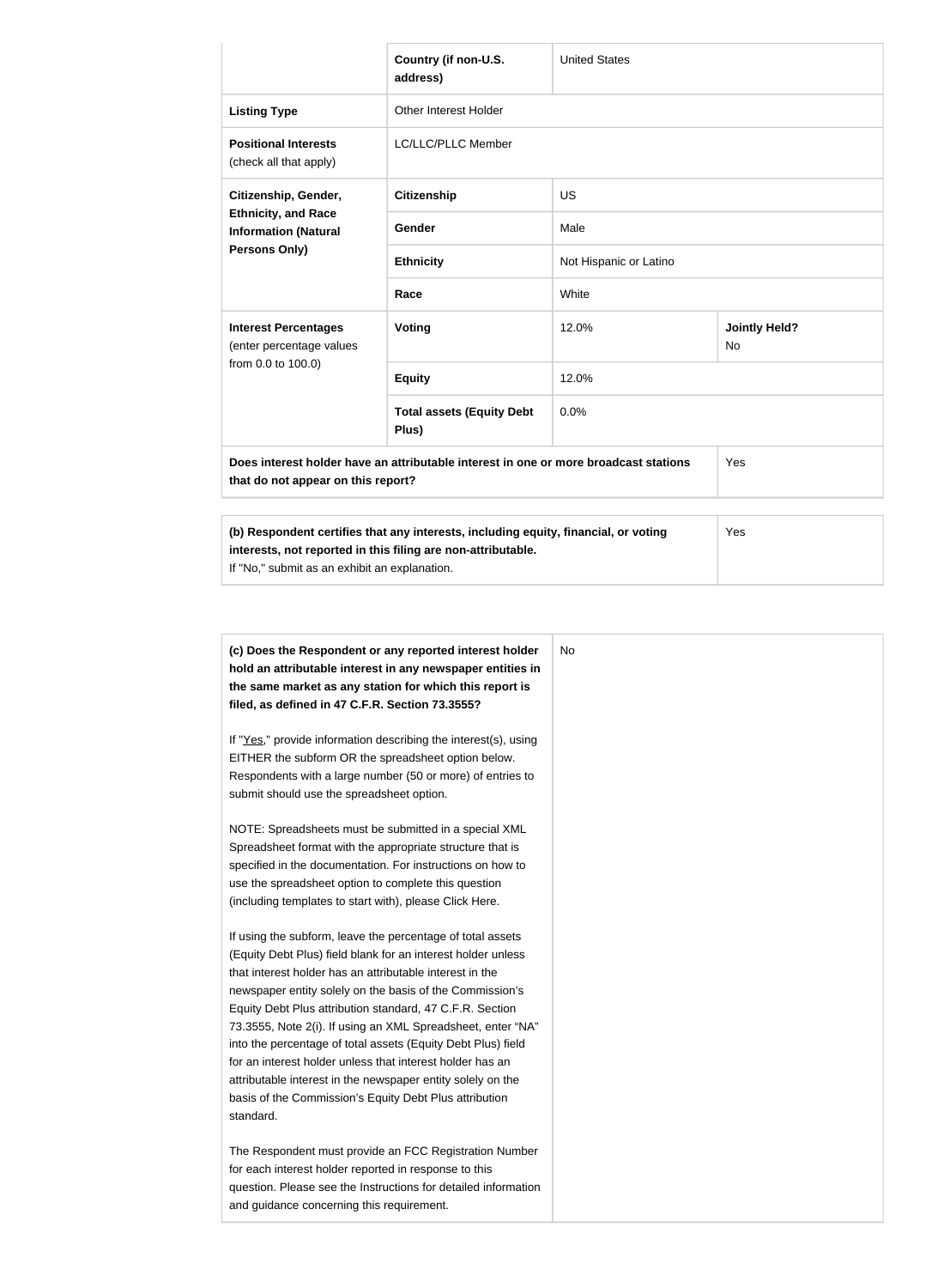| | | | |
|---|---|---|---|
| | **Country (if non-U.S. address)** | United States | |
| **Listing Type** | Other Interest Holder | | |
| **Positional Interests** (check all that apply) | LC/LLC/PLLC Member | | |
| **Citizenship, Gender, Ethnicity, and Race Information (Natural Persons Only)** | **Citizenship** | US | |
| | **Gender** | Male | |
| | **Ethnicity** | Not Hispanic or Latino | |
| | **Race** | White | |
| **Interest Percentages** (enter percentage values from 0.0 to 100.0) | **Voting** | 12.0% | **Jointly Held?** No |
| | **Equity** | 12.0% | |
| | **Total assets (Equity Debt Plus)** | 0.0% | |
| **Does interest holder have an attributable interest in one or more broadcast stations that do not appear on this report?** | | | Yes |

| | |
|---|---|
| **(b) Respondent certifies that any interests, including equity, financial, or voting interests, not reported in this filing are non-attributable.** If "No," submit as an exhibit an explanation. | Yes |

| | |
|---|---|
| **(c) Does the Respondent or any reported interest holder hold an attributable interest in any newspaper entities in the same market as any station for which this report is filed, as defined in 47 C.F.R. Section 73.3555?**<br><br>If "Yes," provide information describing the interest(s), using EITHER the subform OR the spreadsheet option below. Respondents with a large number (50 or more) of entries to submit should use the spreadsheet option.<br><br>NOTE: Spreadsheets must be submitted in a special XML Spreadsheet format with the appropriate structure that is specified in the documentation. For instructions on how to use the spreadsheet option to complete this question (including templates to start with), please Click Here.<br><br>If using the subform, leave the percentage of total assets (Equity Debt Plus) field blank for an interest holder unless that interest holder has an attributable interest in the newspaper entity solely on the basis of the Commission's Equity Debt Plus attribution standard, 47 C.F.R. Section 73.3555, Note 2(i). If using an XML Spreadsheet, enter "NA" into the percentage of total assets (Equity Debt Plus) field for an interest holder unless that interest holder has an attributable interest in the newspaper entity solely on the basis of the Commission's Equity Debt Plus attribution standard.<br><br>The Respondent must provide an FCC Registration Number for each interest holder reported in response to this question. Please see the Instructions for detailed information and guidance concerning this requirement. | No |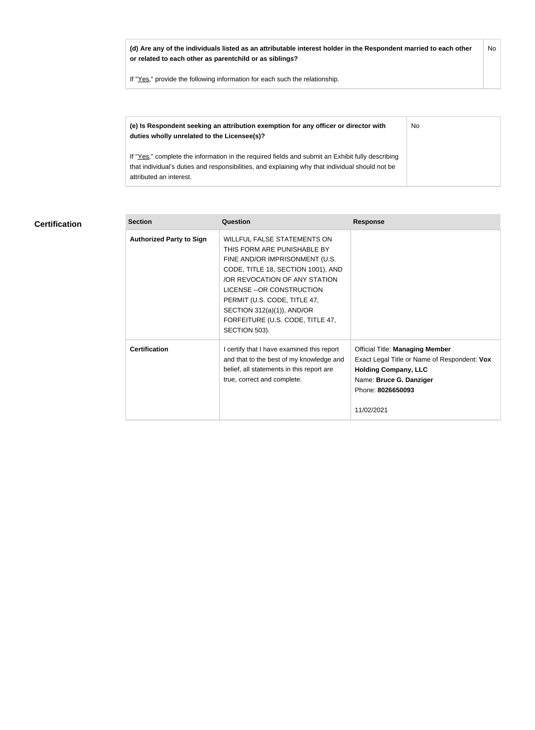| | |
|---|---|
| **(d) Are any of the individuals listed as an attributable interest holder in the Respondent married to each other or related to each other as parentchild or as siblings?**<br><br>If "Yes," provide the following information for each such the relationship. | No |

| | |
|---|---|
| **(e) Is Respondent seeking an attribution exemption for any officer or director with duties wholly unrelated to the Licensee(s)?**<br><br>If "Yes," complete the information in the required fields and submit an Exhibit fully describing that individual's duties and responsibilities, and explaining why that individual should not be attributed an interest. | No |

## Certification

| Section | Question | Response |
|---|---|---|
| **Authorized Party to Sign** | WILLFUL FALSE STATEMENTS ON THIS FORM ARE PUNISHABLE BY FINE AND/OR IMPRISONMENT (U.S. CODE, TITLE 18, SECTION 1001), AND /OR REVOCATION OF ANY STATION LICENSE --OR CONSTRUCTION PERMIT (U.S. CODE, TITLE 47, SECTION 312(a)(1)), AND/OR FORFEITURE (U.S. CODE, TITLE 47, SECTION 503). | |
| **Certification** | I certify that I have examined this report and that to the best of my knowledge and belief, all statements in this report are true, correct and complete. | Official Title: **Managing Member**<br>Exact Legal Title or Name of Respondent: **Vox Holding Company, LLC**<br>Name: **Bruce G. Danziger**<br>Phone: **8026650093**<br><br>11/02/2021 |